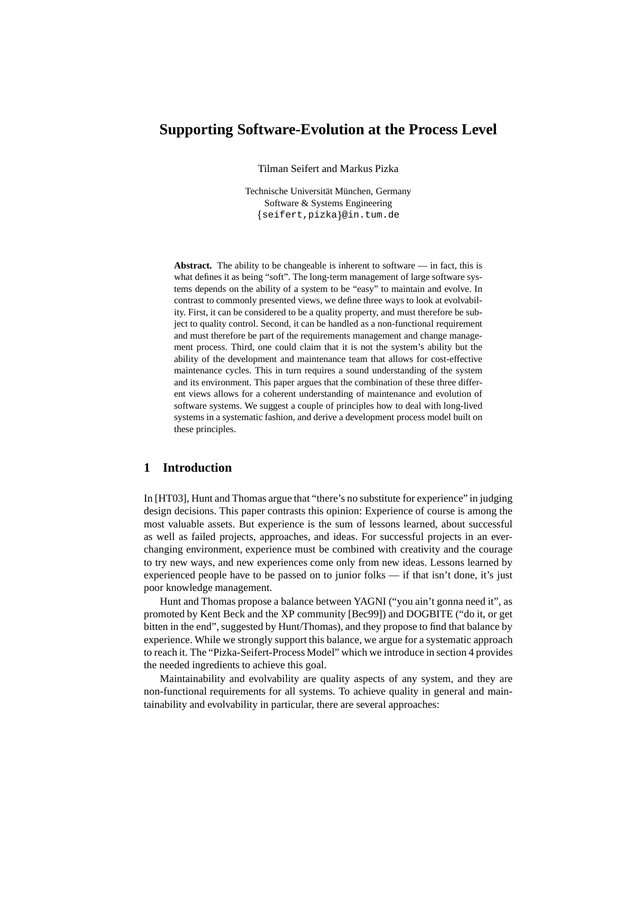# Supporting Software-Evolution at the Process Level

Tilman Seifert and Markus Pizka

Technische Universität München, Germany
Software & Systems Engineering
{seifert,pizka}@in.tum.de

**Abstract.** The ability to be changeable is inherent to software — in fact, this is what defines it as being "soft". The long-term management of large software systems depends on the ability of a system to be "easy" to maintain and evolve. In contrast to commonly presented views, we define three ways to look at evolvability. First, it can be considered to be a quality property, and must therefore be subject to quality control. Second, it can be handled as a non-functional requirement and must therefore be part of the requirements management and change management process. Third, one could claim that it is not the system's ability but the ability of the development and maintenance team that allows for cost-effective maintenance cycles. This in turn requires a sound understanding of the system and its environment. This paper argues that the combination of these three different views allows for a coherent understanding of maintenance and evolution of software systems. We suggest a couple of principles how to deal with long-lived systems in a systematic fashion, and derive a development process model built on these principles.

## 1 Introduction

In [HT03], Hunt and Thomas argue that "there's no substitute for experience" in judging design decisions. This paper contrasts this opinion: Experience of course is among the most valuable assets. But experience is the sum of lessons learned, about successful as well as failed projects, approaches, and ideas. For successful projects in an ever-changing environment, experience must be combined with creativity and the courage to try new ways, and new experiences come only from new ideas. Lessons learned by experienced people have to be passed on to junior folks — if that isn't done, it's just poor knowledge management.

Hunt and Thomas propose a balance between YAGNI ("you ain't gonna need it", as promoted by Kent Beck and the XP community [Bec99]) and DOGBITE ("do it, or get bitten in the end", suggested by Hunt/Thomas), and they propose to find that balance by experience. While we strongly support this balance, we argue for a systematic approach to reach it. The "Pizka-Seifert-Process Model" which we introduce in section 4 provides the needed ingredients to achieve this goal.

Maintainability and evolvability are quality aspects of any system, and they are non-functional requirements for all systems. To achieve quality in general and maintainability and evolvability in particular, there are several approaches: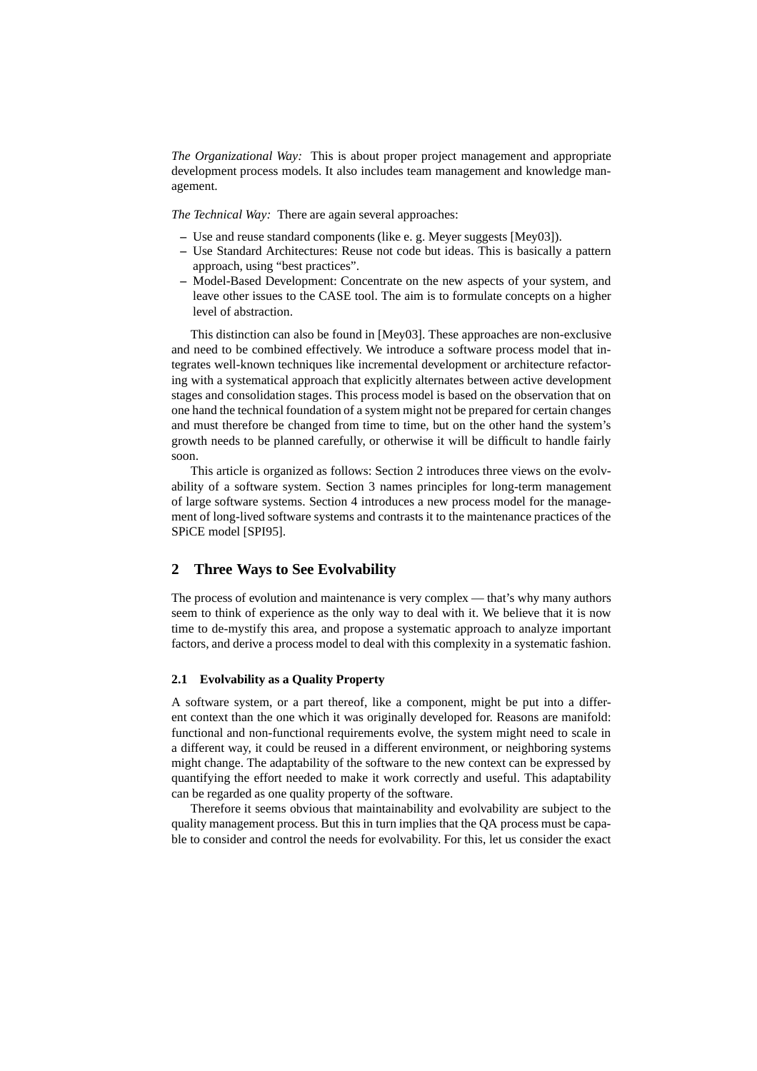*The Organizational Way:* This is about proper project management and appropriate development process models. It also includes team management and knowledge management.

*The Technical Way:* There are again several approaches:

- Use and reuse standard components (like e. g. Meyer suggests [Mey03]).
- Use Standard Architectures: Reuse not code but ideas. This is basically a pattern approach, using "best practices".
- Model-Based Development: Concentrate on the new aspects of your system, and leave other issues to the CASE tool. The aim is to formulate concepts on a higher level of abstraction.

This distinction can also be found in [Mey03]. These approaches are non-exclusive and need to be combined effectively. We introduce a software process model that integrates well-known techniques like incremental development or architecture refactoring with a systematical approach that explicitly alternates between active development stages and consolidation stages. This process model is based on the observation that on one hand the technical foundation of a system might not be prepared for certain changes and must therefore be changed from time to time, but on the other hand the system's growth needs to be planned carefully, or otherwise it will be difficult to handle fairly soon.

This article is organized as follows: Section 2 introduces three views on the evolvability of a software system. Section 3 names principles for long-term management of large software systems. Section 4 introduces a new process model for the management of long-lived software systems and contrasts it to the maintenance practices of the SPiCE model [SPI95].

## 2 Three Ways to See Evolvability

The process of evolution and maintenance is very complex — that's why many authors seem to think of experience as the only way to deal with it. We believe that it is now time to de-mystify this area, and propose a systematic approach to analyze important factors, and derive a process model to deal with this complexity in a systematic fashion.

### 2.1 Evolvability as a Quality Property

A software system, or a part thereof, like a component, might be put into a different context than the one which it was originally developed for. Reasons are manifold: functional and non-functional requirements evolve, the system might need to scale in a different way, it could be reused in a different environment, or neighboring systems might change. The adaptability of the software to the new context can be expressed by quantifying the effort needed to make it work correctly and useful. This adaptability can be regarded as one quality property of the software.

Therefore it seems obvious that maintainability and evolvability are subject to the quality management process. But this in turn implies that the QA process must be capable to consider and control the needs for evolvability. For this, let us consider the exact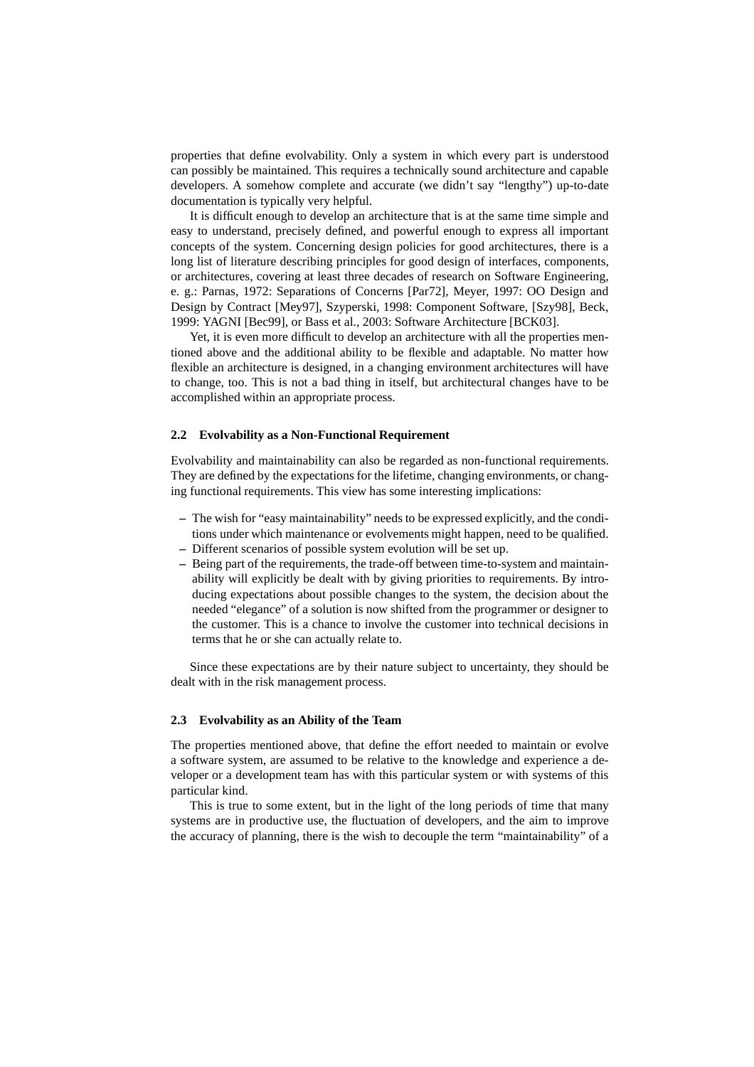properties that define evolvability. Only a system in which every part is understood can possibly be maintained. This requires a technically sound architecture and capable developers. A somehow complete and accurate (we didn't say "lengthy") up-to-date documentation is typically very helpful.

It is difficult enough to develop an architecture that is at the same time simple and easy to understand, precisely defined, and powerful enough to express all important concepts of the system. Concerning design policies for good architectures, there is a long list of literature describing principles for good design of interfaces, components, or architectures, covering at least three decades of research on Software Engineering, e. g.: Parnas, 1972: Separations of Concerns [Par72], Meyer, 1997: OO Design and Design by Contract [Mey97], Szyperski, 1998: Component Software, [Szy98], Beck, 1999: YAGNI [Bec99], or Bass et al., 2003: Software Architecture [BCK03].

Yet, it is even more difficult to develop an architecture with all the properties mentioned above and the additional ability to be flexible and adaptable. No matter how flexible an architecture is designed, in a changing environment architectures will have to change, too. This is not a bad thing in itself, but architectural changes have to be accomplished within an appropriate process.

### 2.2 Evolvability as a Non-Functional Requirement

Evolvability and maintainability can also be regarded as non-functional requirements. They are defined by the expectations for the lifetime, changing environments, or changing functional requirements. This view has some interesting implications:

- The wish for "easy maintainability" needs to be expressed explicitly, and the conditions under which maintenance or evolvements might happen, need to be qualified.
- Different scenarios of possible system evolution will be set up.
- Being part of the requirements, the trade-off between time-to-system and maintainability will explicitly be dealt with by giving priorities to requirements. By introducing expectations about possible changes to the system, the decision about the needed "elegance" of a solution is now shifted from the programmer or designer to the customer. This is a chance to involve the customer into technical decisions in terms that he or she can actually relate to.

Since these expectations are by their nature subject to uncertainty, they should be dealt with in the risk management process.

### 2.3 Evolvability as an Ability of the Team

The properties mentioned above, that define the effort needed to maintain or evolve a software system, are assumed to be relative to the knowledge and experience a developer or a development team has with this particular system or with systems of this particular kind.

This is true to some extent, but in the light of the long periods of time that many systems are in productive use, the fluctuation of developers, and the aim to improve the accuracy of planning, there is the wish to decouple the term "maintainability" of a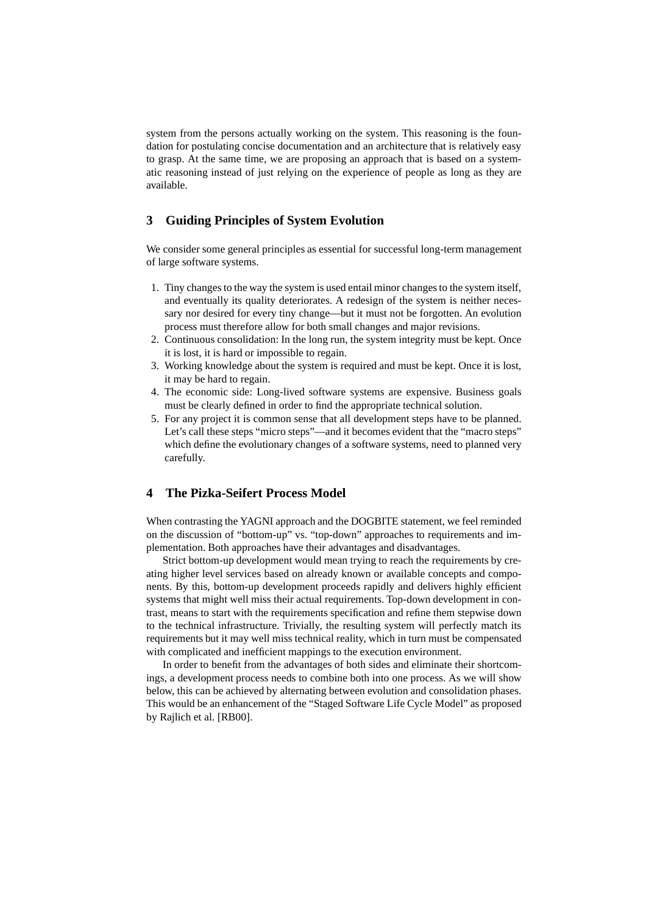system from the persons actually working on the system. This reasoning is the foundation for postulating concise documentation and an architecture that is relatively easy to grasp. At the same time, we are proposing an approach that is based on a systematic reasoning instead of just relying on the experience of people as long as they are available.

## 3 Guiding Principles of System Evolution

We consider some general principles as essential for successful long-term management of large software systems.

1. Tiny changes to the way the system is used entail minor changes to the system itself, and eventually its quality deteriorates. A redesign of the system is neither necessary nor desired for every tiny change—but it must not be forgotten. An evolution process must therefore allow for both small changes and major revisions.
2. Continuous consolidation: In the long run, the system integrity must be kept. Once it is lost, it is hard or impossible to regain.
3. Working knowledge about the system is required and must be kept. Once it is lost, it may be hard to regain.
4. The economic side: Long-lived software systems are expensive. Business goals must be clearly defined in order to find the appropriate technical solution.
5. For any project it is common sense that all development steps have to be planned. Let's call these steps "micro steps"—and it becomes evident that the "macro steps" which define the evolutionary changes of a software systems, need to planned very carefully.

## 4 The Pizka-Seifert Process Model

When contrasting the YAGNI approach and the DOGBITE statement, we feel reminded on the discussion of "bottom-up" vs. "top-down" approaches to requirements and implementation. Both approaches have their advantages and disadvantages.

Strict bottom-up development would mean trying to reach the requirements by creating higher level services based on already known or available concepts and components. By this, bottom-up development proceeds rapidly and delivers highly efficient systems that might well miss their actual requirements. Top-down development in contrast, means to start with the requirements specification and refine them stepwise down to the technical infrastructure. Trivially, the resulting system will perfectly match its requirements but it may well miss technical reality, which in turn must be compensated with complicated and inefficient mappings to the execution environment.

In order to benefit from the advantages of both sides and eliminate their shortcomings, a development process needs to combine both into one process. As we will show below, this can be achieved by alternating between evolution and consolidation phases. This would be an enhancement of the "Staged Software Life Cycle Model" as proposed by Rajlich et al. [RB00].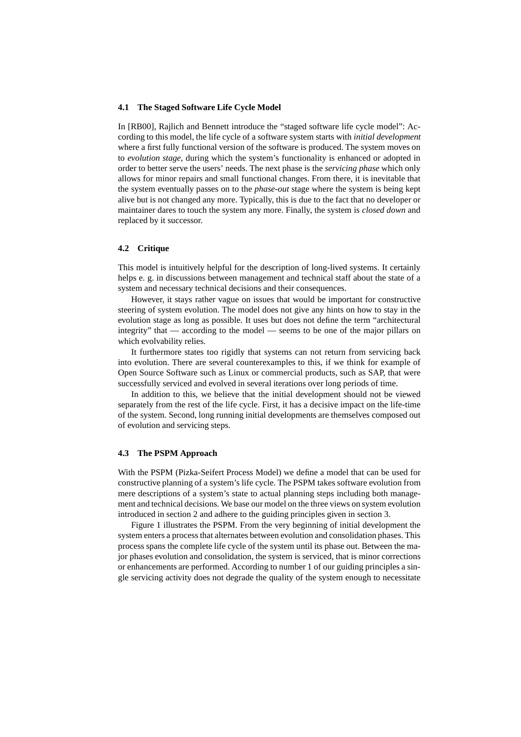### 4.1 The Staged Software Life Cycle Model

In [RB00], Rajlich and Bennett introduce the "staged software life cycle model": According to this model, the life cycle of a software system starts with *initial development* where a first fully functional version of the software is produced. The system moves on to *evolution stage*, during which the system's functionality is enhanced or adopted in order to better serve the users' needs. The next phase is the *servicing phase* which only allows for minor repairs and small functional changes. From there, it is inevitable that the system eventually passes on to the *phase-out* stage where the system is being kept alive but is not changed any more. Typically, this is due to the fact that no developer or maintainer dares to touch the system any more. Finally, the system is *closed down* and replaced by it successor.

### 4.2 Critique

This model is intuitively helpful for the description of long-lived systems. It certainly helps e. g. in discussions between management and technical staff about the state of a system and necessary technical decisions and their consequences.

However, it stays rather vague on issues that would be important for constructive steering of system evolution. The model does not give any hints on how to stay in the evolution stage as long as possible. It uses but does not define the term "architectural integrity" that — according to the model — seems to be one of the major pillars on which evolvability relies.

It furthermore states too rigidly that systems can not return from servicing back into evolution. There are several counterexamples to this, if we think for example of Open Source Software such as Linux or commercial products, such as SAP, that were successfully serviced and evolved in several iterations over long periods of time.

In addition to this, we believe that the initial development should not be viewed separately from the rest of the life cycle. First, it has a decisive impact on the life-time of the system. Second, long running initial developments are themselves composed out of evolution and servicing steps.

### 4.3 The PSPM Approach

With the PSPM (Pizka-Seifert Process Model) we define a model that can be used for constructive planning of a system's life cycle. The PSPM takes software evolution from mere descriptions of a system's state to actual planning steps including both management and technical decisions. We base our model on the three views on system evolution introduced in section 2 and adhere to the guiding principles given in section 3.

Figure 1 illustrates the PSPM. From the very beginning of initial development the system enters a process that alternates between evolution and consolidation phases. This process spans the complete life cycle of the system until its phase out. Between the major phases evolution and consolidation, the system is serviced, that is minor corrections or enhancements are performed. According to number 1 of our guiding principles a single servicing activity does not degrade the quality of the system enough to necessitate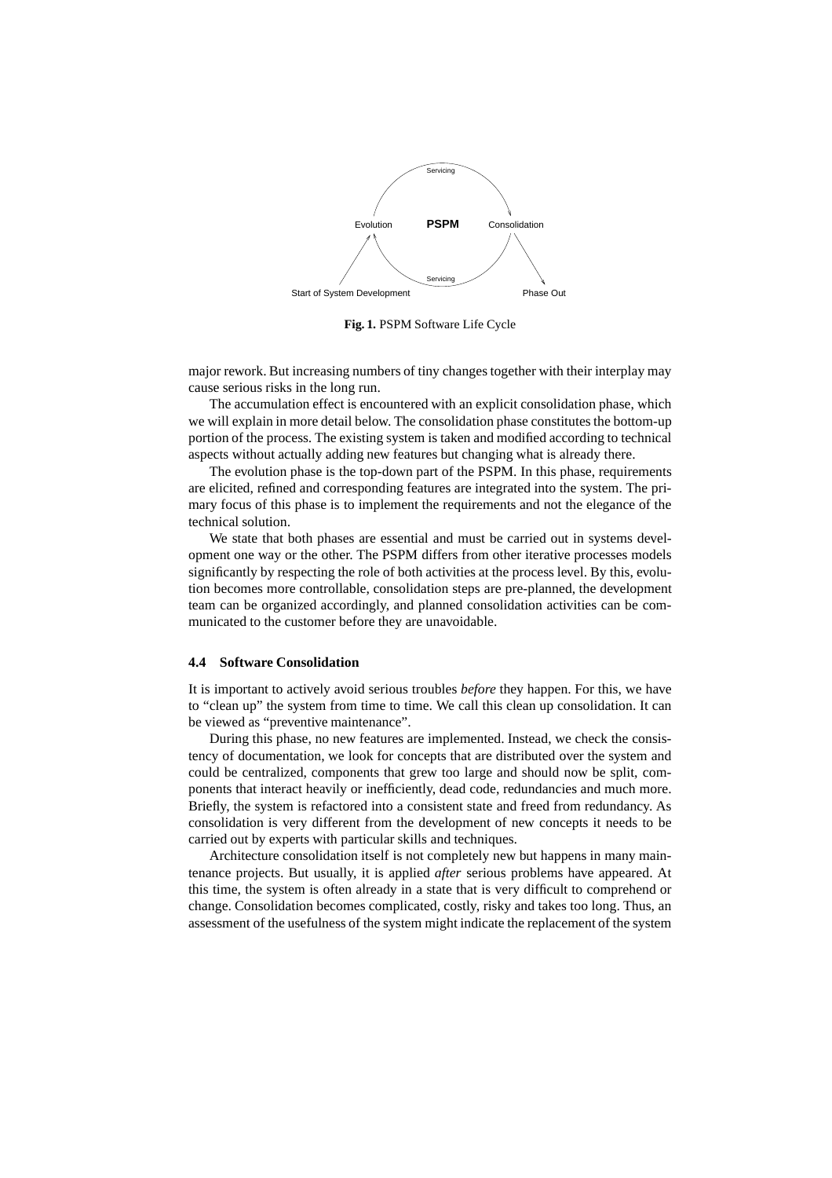Fig. 1. PSPM Software Life Cycle

major rework. But increasing numbers of tiny changes together with their interplay may cause serious risks in the long run.

The accumulation effect is encountered with an explicit consolidation phase, which we will explain in more detail below. The consolidation phase constitutes the bottom-up portion of the process. The existing system is taken and modified according to technical aspects without actually adding new features but changing what is already there.

The evolution phase is the top-down part of the PSPM. In this phase, requirements are elicited, refined and corresponding features are integrated into the system. The primary focus of this phase is to implement the requirements and not the elegance of the technical solution.

We state that both phases are essential and must be carried out in systems development one way or the other. The PSPM differs from other iterative processes models significantly by respecting the role of both activities at the process level. By this, evolution becomes more controllable, consolidation steps are pre-planned, the development team can be organized accordingly, and planned consolidation activities can be communicated to the customer before they are unavoidable.

### 4.4 Software Consolidation

It is important to actively avoid serious troubles *before* they happen. For this, we have to "clean up" the system from time to time. We call this clean up consolidation. It can be viewed as "preventive maintenance".

During this phase, no new features are implemented. Instead, we check the consistency of documentation, we look for concepts that are distributed over the system and could be centralized, components that grew too large and should now be split, components that interact heavily or inefficiently, dead code, redundancies and much more. Briefly, the system is refactored into a consistent state and freed from redundancy. As consolidation is very different from the development of new concepts it needs to be carried out by experts with particular skills and techniques.

Architecture consolidation itself is not completely new but happens in many maintenance projects. But usually, it is applied *after* serious problems have appeared. At this time, the system is often already in a state that is very difficult to comprehend or change. Consolidation becomes complicated, costly, risky and takes too long. Thus, an assessment of the usefulness of the system might indicate the replacement of the system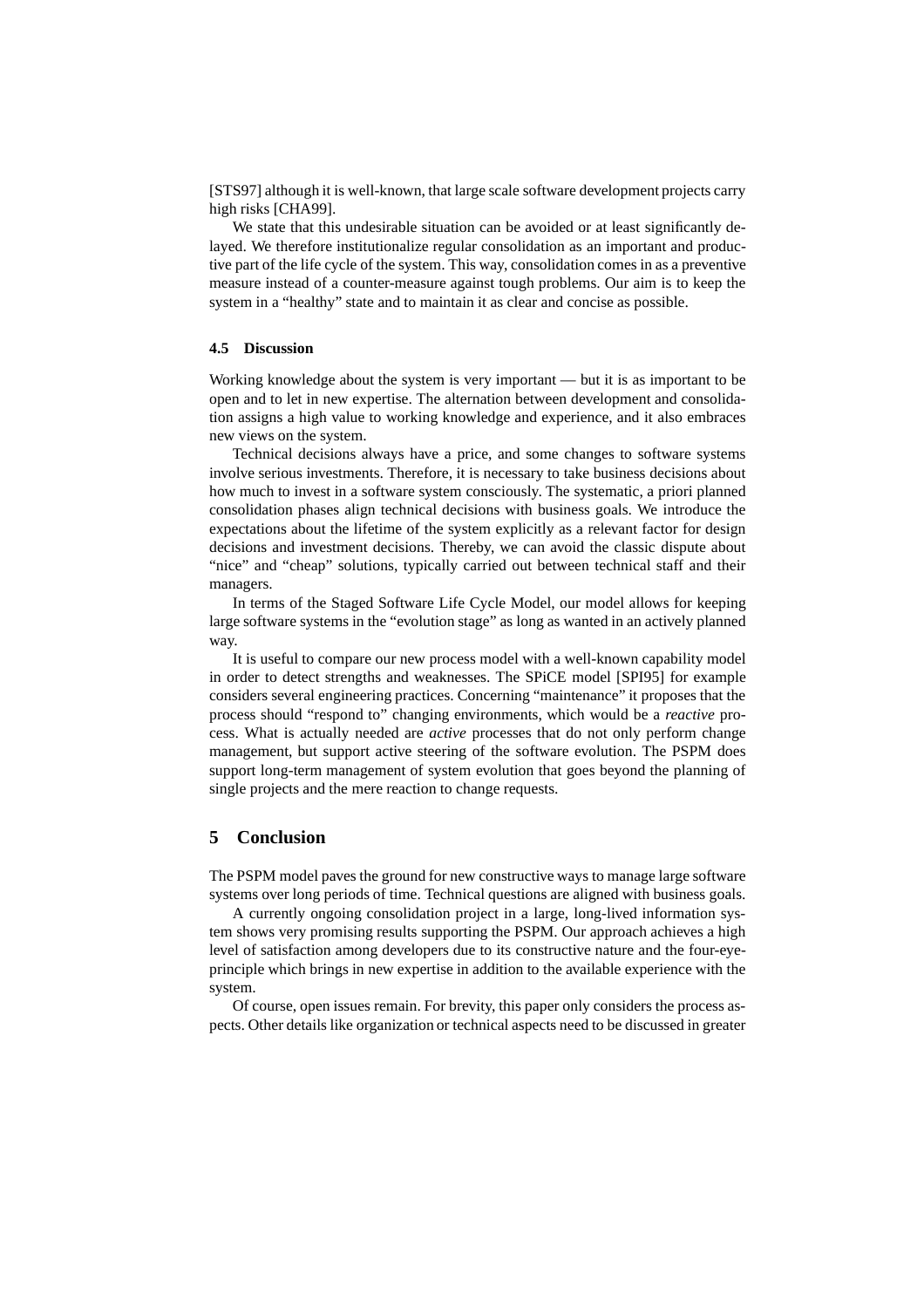[STS97] although it is well-known, that large scale software development projects carry high risks [CHA99].

We state that this undesirable situation can be avoided or at least significantly delayed. We therefore institutionalize regular consolidation as an important and productive part of the life cycle of the system. This way, consolidation comes in as a preventive measure instead of a counter-measure against tough problems. Our aim is to keep the system in a "healthy" state and to maintain it as clear and concise as possible.

### 4.5 Discussion

Working knowledge about the system is very important — but it is as important to be open and to let in new expertise. The alternation between development and consolidation assigns a high value to working knowledge and experience, and it also embraces new views on the system.

Technical decisions always have a price, and some changes to software systems involve serious investments. Therefore, it is necessary to take business decisions about how much to invest in a software system consciously. The systematic, a priori planned consolidation phases align technical decisions with business goals. We introduce the expectations about the lifetime of the system explicitly as a relevant factor for design decisions and investment decisions. Thereby, we can avoid the classic dispute about "nice" and "cheap" solutions, typically carried out between technical staff and their managers.

In terms of the Staged Software Life Cycle Model, our model allows for keeping large software systems in the "evolution stage" as long as wanted in an actively planned way.

It is useful to compare our new process model with a well-known capability model in order to detect strengths and weaknesses. The SPiCE model [SPI95] for example considers several engineering practices. Concerning "maintenance" it proposes that the process should "respond to" changing environments, which would be a *reactive* process. What is actually needed are *active* processes that do not only perform change management, but support active steering of the software evolution. The PSPM does support long-term management of system evolution that goes beyond the planning of single projects and the mere reaction to change requests.

## 5 Conclusion

The PSPM model paves the ground for new constructive ways to manage large software systems over long periods of time. Technical questions are aligned with business goals.

A currently ongoing consolidation project in a large, long-lived information system shows very promising results supporting the PSPM. Our approach achieves a high level of satisfaction among developers due to its constructive nature and the four-eye-principle which brings in new expertise in addition to the available experience with the system.

Of course, open issues remain. For brevity, this paper only considers the process aspects. Other details like organization or technical aspects need to be discussed in greater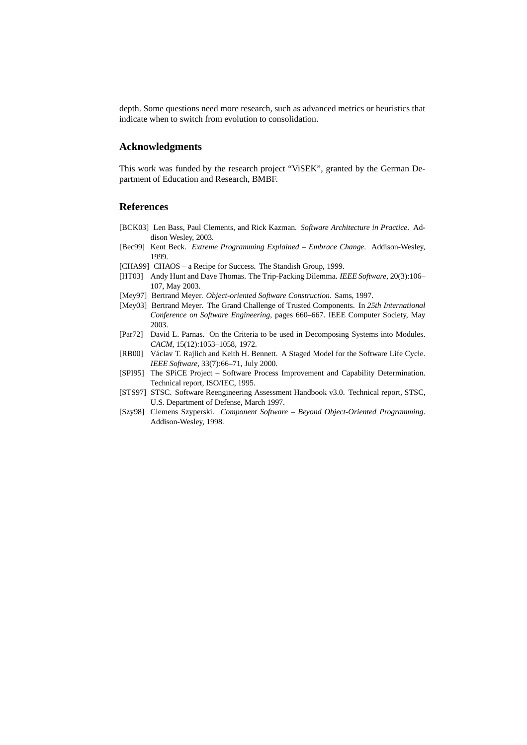depth. Some questions need more research, such as advanced metrics or heuristics that indicate when to switch from evolution to consolidation.

## Acknowledgments

This work was funded by the research project "ViSEK", granted by the German Department of Education and Research, BMBF.

## References

[BCK03] Len Bass, Paul Clements, and Rick Kazman. *Software Architecture in Practice*. Addison Wesley, 2003.

[Bec99] Kent Beck. *Extreme Programming Explained – Embrace Change*. Addison-Wesley, 1999.

[CHA99] CHAOS – a Recipe for Success. The Standish Group, 1999.

[HT03] Andy Hunt and Dave Thomas. The Trip-Packing Dilemma. *IEEE Software*, 20(3):106–107, May 2003.

[Mey97] Bertrand Meyer. *Object-oriented Software Construction*. Sams, 1997.

[Mey03] Bertrand Meyer. The Grand Challenge of Trusted Components. In *25th International Conference on Software Engineering*, pages 660–667. IEEE Computer Society, May 2003.

[Par72] David L. Parnas. On the Criteria to be used in Decomposing Systems into Modules. *CACM*, 15(12):1053–1058, 1972.

[RB00] Václav T. Rajlich and Keith H. Bennett. A Staged Model for the Software Life Cycle. *IEEE Software*, 33(7):66–71, July 2000.

[SPI95] The SPiCE Project – Software Process Improvement and Capability Determination. Technical report, ISO/IEC, 1995.

[STS97] STSC. Software Reengineering Assessment Handbook v3.0. Technical report, STSC, U.S. Department of Defense, March 1997.

[Szy98] Clemens Szyperski. *Component Software – Beyond Object-Oriented Programming*. Addison-Wesley, 1998.